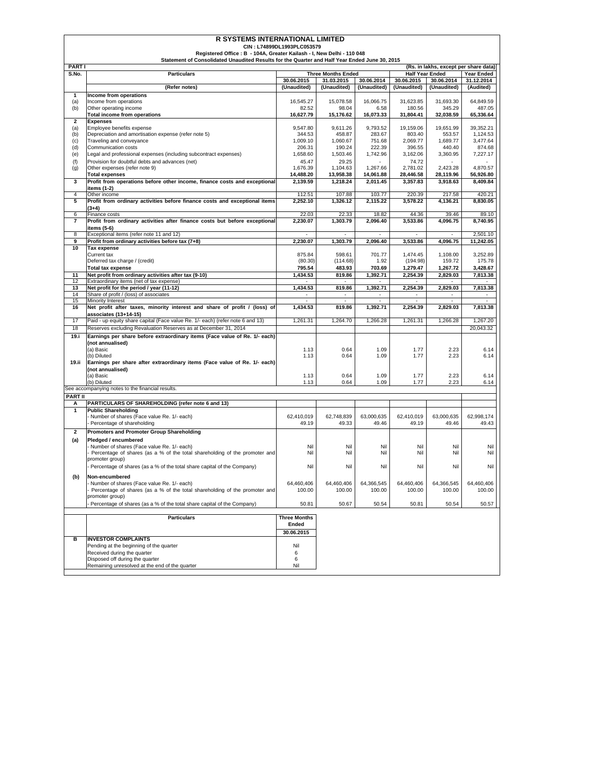# R SYSTEMS INTERNATIONAL LIMITED

CIN : L74899DL1993PLC053579

Registered Office : B - 104A, Greater Kailash - I, New Delhi - 110 048

Statement of Consolidated Unaudited Results for the Quarter and Half Year Ended June 30, 2015

**PART I** (Rs. in lakhs, except per share data)

| S.No. | Particulars | Three Months Ended | | | Half Year Ended | | Year Ended |
|---|---|---|---|---|---|---|---|
| | | 30.06.2015 | 31.03.2015 | 30.06.2014 | 30.06.2015 | 30.06.2014 | 31.12.2014 |
| | (Refer notes) | (Unaudited) | (Unaudited) | (Unaudited) | (Unaudited) | (Unaudited) | (Audited) |
| **1** | **Income from operations** | | | | | | |
| (a) | Income from operations | 16,545.27 | 15,078.58 | 16,066.75 | 31,623.85 | 31,693.30 | 64,849.59 |
| (b) | Other operating income | 82.52 | 98.04 | 6.58 | 180.56 | 345.29 | 487.05 |
| | **Total income from operations** | **16,627.79** | **15,176.62** | **16,073.33** | **31,804.41** | **32,038.59** | **65,336.64** |
| **2** | **Expenses** | | | | | | |
| (a) | Employee benefits expense | 9,547.80 | 9,611.26 | 9,793.52 | 19,159.06 | 19,651.99 | 39,352.21 |
| (b) | Depreciation and amortisation expense (refer note 5) | 344.53 | 458.87 | 283.67 | 803.40 | 553.57 | 1,124.53 |
| (c) | Traveling and conveyance | 1,009.10 | 1,060.67 | 751.68 | 2,069.77 | 1,689.77 | 3,477.64 |
| (d) | Communication costs | 206.31 | 190.24 | 222.39 | 396.55 | 440.40 | 874.68 |
| (e) | Legal and professional expenses (including subcontract expenses) | 1,658.60 | 1,503.46 | 1,742.96 | 3,162.06 | 3,360.95 | 7,227.17 |
| (f) | Provision for doubtful debts and advances (net) | 45.47 | 29.25 | - | 74.72 | - | - |
| (g) | Other expenses (refer note 9) | 1,676.39 | 1,104.63 | 1,267.66 | 2,781.02 | 2,423.28 | 4,870.57 |
| | **Total expenses** | **14,488.20** | **13,958.38** | **14,061.88** | **28,446.58** | **28,119.96** | **56,926.80** |
| **3** | **Profit from operations before other income, finance costs and exceptional items (1-2)** | **2,139.59** | **1,218.24** | **2,011.45** | **3,357.83** | **3,918.63** | **8,409.84** |
| 4 | Other income | 112.51 | 107.88 | 103.77 | 220.39 | 217.58 | 420.21 |
| **5** | **Profit from ordinary activities before finance costs and exceptional items (3+4)** | **2,252.10** | **1,326.12** | **2,115.22** | **3,578.22** | **4,136.21** | **8,830.05** |
| 6 | Finance costs | 22.03 | 22.33 | 18.82 | 44.36 | 39.46 | 89.10 |
| **7** | **Profit from ordinary activities after finance costs but before exceptional items (5-6)** | **2,230.07** | **1,303.79** | **2,096.40** | **3,533.86** | **4,096.75** | **8,740.95** |
| 8 | Exceptional items (refer note 11 and 12) | - | - | - | - | - | 2,501.10 |
| **9** | **Profit from ordinary activities before tax (7+8)** | **2,230.07** | **1,303.79** | **2,096.40** | **3,533.86** | **4,096.75** | **11,242.05** |
| **10** | **Tax expense** | | | | | | |
| | Current tax | 875.84 | 598.61 | 701.77 | 1,474.45 | 1,108.00 | 3,252.89 |
| | Deferred tax charge / (credit) | (80.30) | (114.68) | 1.92 | (194.98) | 159.72 | 175.78 |
| | **Total tax expense** | **795.54** | **483.93** | **703.69** | **1,279.47** | **1,267.72** | **3,428.67** |
| **11** | **Net profit from ordinary activities after tax (9-10)** | **1,434.53** | **819.86** | **1,392.71** | **2,254.39** | **2,829.03** | **7,813.38** |
| 12 | Extraordinary items (net of tax expense) | - | - | - | - | - | - |
| **13** | **Net profit for the period / year (11-12)** | **1,434.53** | **819.86** | **1,392.71** | **2,254.39** | **2,829.03** | **7,813.38** |
| 14 | Share of profit / (loss) of associates | - | - | - | - | - | - |
| 15 | Minority Interest | - | - | - | - | - | - |
| **16** | **Net profit after taxes, minority interest and share of profit / (loss) of associates (13+14-15)** | **1,434.53** | **819.86** | **1,392.71** | **2,254.39** | **2,829.03** | **7,813.38** |
| 17 | Paid - up equity share capital (Face value Re. 1/- each) (refer note 6 and 13) | 1,261.31 | 1,264.70 | 1,266.28 | 1,261.31 | 1,266.28 | 1,267.20 |
| 18 | Reserves excluding Revaluation Reserves as at December 31, 2014 | | | | | | 20,043.32 |
| **19.i** | **Earnings per share before extraordinary items (Face value of Re. 1/- each) (not annualised)** | | | | | | |
| | (a) Basic | 1.13 | 0.64 | 1.09 | 1.77 | 2.23 | 6.14 |
| | (b) Diluted | 1.13 | 0.64 | 1.09 | 1.77 | 2.23 | 6.14 |
| **19.ii** | **Earnings per share after extraordinary items (Face value of Re. 1/- each) (not annualised)** | | | | | | |
| | (a) Basic | 1.13 | 0.64 | 1.09 | 1.77 | 2.23 | 6.14 |
| | (b) Diluted | 1.13 | 0.64 | 1.09 | 1.77 | 2.23 | 6.14 |

See accompanying notes to the financial results.

**PART II**

| | | | | | | | |
|---|---|---|---|---|---|---|---|
| **A** | **PARTICULARS OF SHAREHOLDING (refer note 6 and 13)** | | | | | | |
| **1** | **Public Shareholding** | | | | | | |
| | - Number of shares (Face value Re. 1/- each) | 62,410,019 | 62,748,839 | 63,000,635 | 62,410,019 | 63,000,635 | 62,998,174 |
| | - Percentage of shareholding | 49.19 | 49.33 | 49.46 | 49.19 | 49.46 | 49.43 |
| **2** | **Promoters and Promoter Group Shareholding** | | | | | | |
| **(a)** | **Pledged / encumbered** | | | | | | |
| | - Number of shares (Face value Re. 1/- each) | Nil | Nil | Nil | Nil | Nil | Nil |
| | - Percentage of shares (as a % of the total shareholding of the promoter and promoter group) | Nil | Nil | Nil | Nil | Nil | Nil |
| | - Percentage of shares (as a % of the total share capital of the Company) | Nil | Nil | Nil | Nil | Nil | Nil |
| **(b)** | **Non-encumbered** | | | | | | |
| | - Number of shares (Face value Re. 1/- each) | 64,460,406 | 64,460,406 | 64,366,545 | 64,460,406 | 64,366,545 | 64,460,406 |
| | - Percentage of shares (as a % of the total shareholding of the promoter and promoter group) | 100.00 | 100.00 | 100.00 | 100.00 | 100.00 | 100.00 |
| | - Percentage of shares (as a % of the total share capital of the Company) | 50.81 | 50.67 | 50.54 | 50.81 | 50.54 | 50.57 |

| | Particulars | Three Months Ended |
|---|---|---|
| | | 30.06.2015 |
| **B** | **INVESTOR COMPLAINTS** | |
| | Pending at the beginning of the quarter | Nil |
| | Received during the quarter | 6 |
| | Disposed off during the quarter | 6 |
| | Remaining unresolved at the end of the quarter | Nil |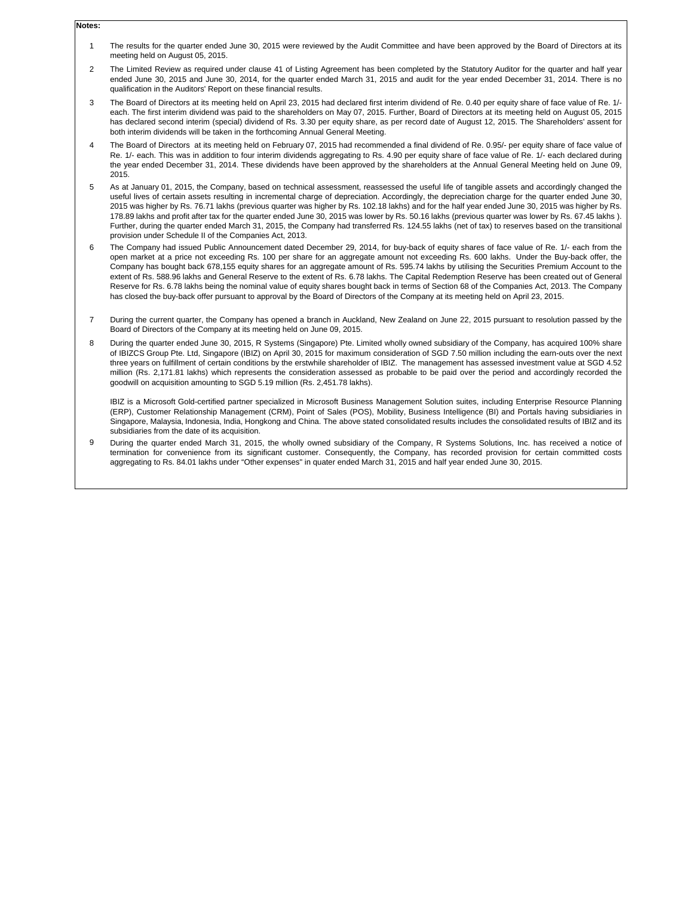**Notes:**

1. The results for the quarter ended June 30, 2015 were reviewed by the Audit Committee and have been approved by the Board of Directors at its meeting held on August 05, 2015.

2. The Limited Review as required under clause 41 of Listing Agreement has been completed by the Statutory Auditor for the quarter and half year ended June 30, 2015 and June 30, 2014, for the quarter ended March 31, 2015 and audit for the year ended December 31, 2014. There is no qualification in the Auditors' Report on these financial results.

3. The Board of Directors at its meeting held on April 23, 2015 had declared first interim dividend of Re. 0.40 per equity share of face value of Re. 1/- each. The first interim dividend was paid to the shareholders on May 07, 2015. Further, Board of Directors at its meeting held on August 05, 2015 has declared second interim (special) dividend of Rs. 3.30 per equity share, as per record date of August 12, 2015. The Shareholders' assent for both interim dividends will be taken in the forthcoming Annual General Meeting.

4. The Board of Directors at its meeting held on February 07, 2015 had recommended a final dividend of Re. 0.95/- per equity share of face value of Re. 1/- each. This was in addition to four interim dividends aggregating to Rs. 4.90 per equity share of face value of Re. 1/- each declared during the year ended December 31, 2014. These dividends have been approved by the shareholders at the Annual General Meeting held on June 09, 2015.

5. As at January 01, 2015, the Company, based on technical assessment, reassessed the useful life of tangible assets and accordingly changed the useful lives of certain assets resulting in incremental charge of depreciation. Accordingly, the depreciation charge for the quarter ended June 30, 2015 was higher by Rs. 76.71 lakhs (previous quarter was higher by Rs. 102.18 lakhs) and for the half year ended June 30, 2015 was higher by Rs. 178.89 lakhs and profit after tax for the quarter ended June 30, 2015 was lower by Rs. 50.16 lakhs (previous quarter was lower by Rs. 67.45 lakhs ). Further, during the quarter ended March 31, 2015, the Company had transferred Rs. 124.55 lakhs (net of tax) to reserves based on the transitional provision under Schedule II of the Companies Act, 2013.

6. The Company had issued Public Announcement dated December 29, 2014, for buy-back of equity shares of face value of Re. 1/- each from the open market at a price not exceeding Rs. 100 per share for an aggregate amount not exceeding Rs. 600 lakhs. Under the Buy-back offer, the Company has bought back 678,155 equity shares for an aggregate amount of Rs. 595.74 lakhs by utilising the Securities Premium Account to the extent of Rs. 588.96 lakhs and General Reserve to the extent of Rs. 6.78 lakhs. The Capital Redemption Reserve has been created out of General Reserve for Rs. 6.78 lakhs being the nominal value of equity shares bought back in terms of Section 68 of the Companies Act, 2013. The Company has closed the buy-back offer pursuant to approval by the Board of Directors of the Company at its meeting held on April 23, 2015.

7. During the current quarter, the Company has opened a branch in Auckland, New Zealand on June 22, 2015 pursuant to resolution passed by the Board of Directors of the Company at its meeting held on June 09, 2015.

8. During the quarter ended June 30, 2015, R Systems (Singapore) Pte. Limited wholly owned subsidiary of the Company, has acquired 100% share of IBIZCS Group Pte. Ltd, Singapore (IBIZ) on April 30, 2015 for maximum consideration of SGD 7.50 million including the earn-outs over the next three years on fulfillment of certain conditions by the erstwhile shareholder of IBIZ. The management has assessed investment value at SGD 4.52 million (Rs. 2,171.81 lakhs) which represents the consideration assessed as probable to be paid over the period and accordingly recorded the goodwill on acquisition amounting to SGD 5.19 million (Rs. 2,451.78 lakhs).

   IBIZ is a Microsoft Gold-certified partner specialized in Microsoft Business Management Solution suites, including Enterprise Resource Planning (ERP), Customer Relationship Management (CRM), Point of Sales (POS), Mobility, Business Intelligence (BI) and Portals having subsidiaries in Singapore, Malaysia, Indonesia, India, Hongkong and China. The above stated consolidated results includes the consolidated results of IBIZ and its subsidiaries from the date of its acquisition.

9. During the quarter ended March 31, 2015, the wholly owned subsidiary of the Company, R Systems Solutions, Inc. has received a notice of termination for convenience from its significant customer. Consequently, the Company, has recorded provision for certain committed costs aggregating to Rs. 84.01 lakhs under "Other expenses" in quater ended March 31, 2015 and half year ended June 30, 2015.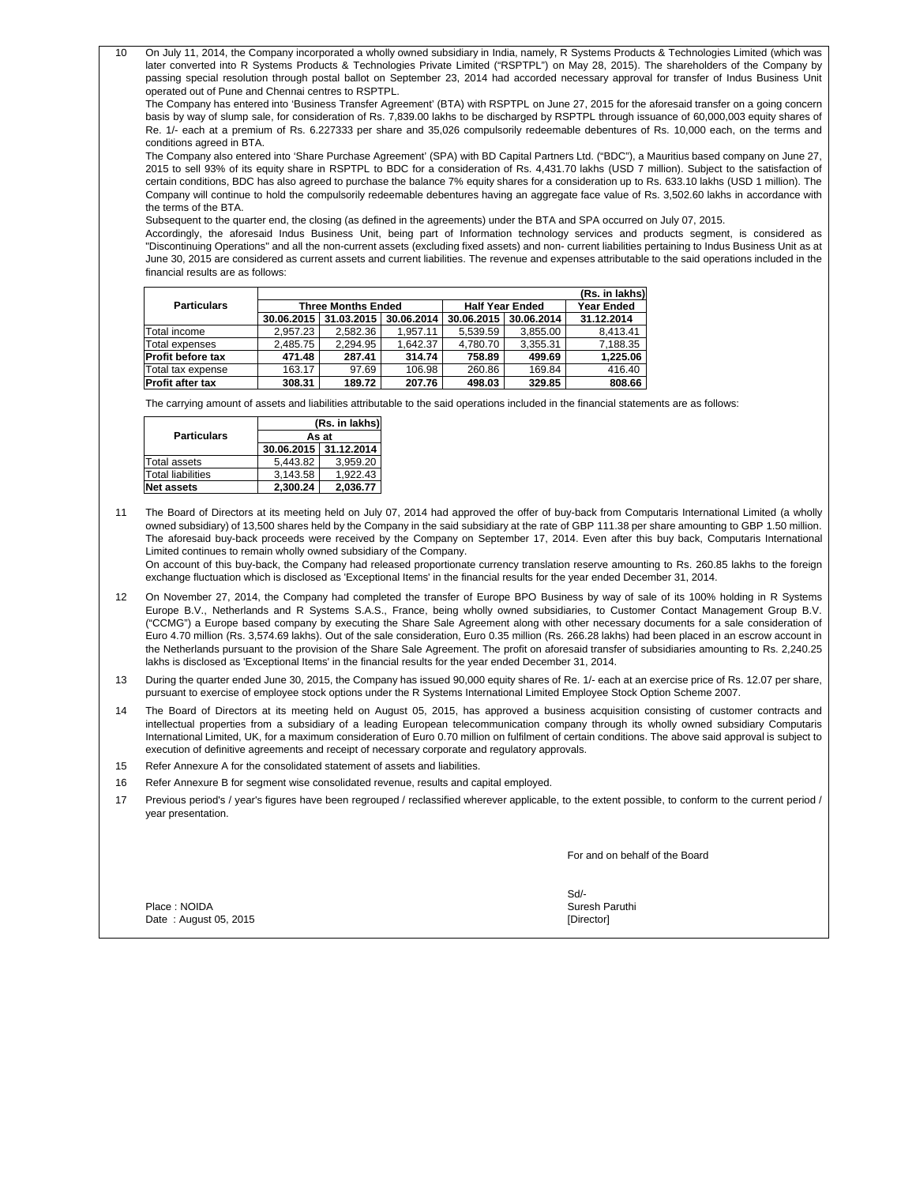10 On July 11, 2014, the Company incorporated a wholly owned subsidiary in India, namely, R Systems Products & Technologies Limited (which was later converted into R Systems Products & Technologies Private Limited ("RSPTPL") on May 28, 2015). The shareholders of the Company by passing special resolution through postal ballot on September 23, 2014 had accorded necessary approval for transfer of Indus Business Unit operated out of Pune and Chennai centres to RSPTPL.

The Company has entered into 'Business Transfer Agreement' (BTA) with RSPTPL on June 27, 2015 for the aforesaid transfer on a going concern basis by way of slump sale, for consideration of Rs. 7,839.00 lakhs to be discharged by RSPTPL through issuance of 60,000,003 equity shares of Re. 1/- each at a premium of Rs. 6.227333 per share and 35,026 compulsorily redeemable debentures of Rs. 10,000 each, on the terms and conditions agreed in BTA.

The Company also entered into 'Share Purchase Agreement' (SPA) with BD Capital Partners Ltd. ("BDC"), a Mauritius based company on June 27, 2015 to sell 93% of its equity share in RSPTPL to BDC for a consideration of Rs. 4,431.70 lakhs (USD 7 million). Subject to the satisfaction of certain conditions, BDC has also agreed to purchase the balance 7% equity shares for a consideration up to Rs. 633.10 lakhs (USD 1 million). The Company will continue to hold the compulsorily redeemable debentures having an aggregate face value of Rs. 3,502.60 lakhs in accordance with the terms of the BTA.

Subsequent to the quarter end, the closing (as defined in the agreements) under the BTA and SPA occurred on July 07, 2015.

Accordingly, the aforesaid Indus Business Unit, being part of Information technology services and products segment, is considered as "Discontinuing Operations" and all the non-current assets (excluding fixed assets) and non- current liabilities pertaining to Indus Business Unit as at June 30, 2015 are considered as current assets and current liabilities. The revenue and expenses attributable to the said operations included in the financial results are as follows:

| Particulars | Three Months Ended | | | Half Year Ended | | Year Ended |
|---|---|---|---|---|---|---|
| | | | | | | (Rs. in lakhs) |
| | 30.06.2015 | 31.03.2015 | 30.06.2014 | 30.06.2015 | 30.06.2014 | 31.12.2014 |
| Total income | 2,957.23 | 2,582.36 | 1,957.11 | 5,539.59 | 3,855.00 | 8,413.41 |
| Total expenses | 2,485.75 | 2,294.95 | 1,642.37 | 4,780.70 | 3,355.31 | 7,188.35 |
| **Profit before tax** | **471.48** | **287.41** | **314.74** | **758.89** | **499.69** | **1,225.06** |
| Total tax expense | 163.17 | 97.69 | 106.98 | 260.86 | 169.84 | 416.40 |
| **Profit after tax** | **308.31** | **189.72** | **207.76** | **498.03** | **329.85** | **808.66** |

The carrying amount of assets and liabilities attributable to the said operations included in the financial statements are as follows:

| Particulars | As at | (Rs. in lakhs) |
|---|---|---|
| | 30.06.2015 | 31.12.2014 |
| Total assets | 5,443.82 | 3,959.20 |
| Total liabilities | 3,143.58 | 1,922.43 |
| **Net assets** | **2,300.24** | **2,036.77** |

11 The Board of Directors at its meeting held on July 07, 2014 had approved the offer of buy-back from Computaris International Limited (a wholly owned subsidiary) of 13,500 shares held by the Company in the said subsidiary at the rate of GBP 111.38 per share amounting to GBP 1.50 million. The aforesaid buy-back proceeds were received by the Company on September 17, 2014. Even after this buy back, Computaris International Limited continues to remain wholly owned subsidiary of the Company.

On account of this buy-back, the Company had released proportionate currency translation reserve amounting to Rs. 260.85 lakhs to the foreign exchange fluctuation which is disclosed as 'Exceptional Items' in the financial results for the year ended December 31, 2014.

12 On November 27, 2014, the Company had completed the transfer of Europe BPO Business by way of sale of its 100% holding in R Systems Europe B.V., Netherlands and R Systems S.A.S., France, being wholly owned subsidiaries, to Customer Contact Management Group B.V. ("CCMG") a Europe based company by executing the Share Sale Agreement along with other necessary documents for a sale consideration of Euro 4.70 million (Rs. 3,574.69 lakhs). Out of the sale consideration, Euro 0.35 million (Rs. 266.28 lakhs) had been placed in an escrow account in the Netherlands pursuant to the provision of the Share Sale Agreement. The profit on aforesaid transfer of subsidiaries amounting to Rs. 2,240.25 lakhs is disclosed as 'Exceptional Items' in the financial results for the year ended December 31, 2014.

13 During the quarter ended June 30, 2015, the Company has issued 90,000 equity shares of Re. 1/- each at an exercise price of Rs. 12.07 per share, pursuant to exercise of employee stock options under the R Systems International Limited Employee Stock Option Scheme 2007.

14 The Board of Directors at its meeting held on August 05, 2015, has approved a business acquisition consisting of customer contracts and intellectual properties from a subsidiary of a leading European telecommunication company through its wholly owned subsidiary Computaris International Limited, UK, for a maximum consideration of Euro 0.70 million on fulfilment of certain conditions. The above said approval is subject to execution of definitive agreements and receipt of necessary corporate and regulatory approvals.

15 Refer Annexure A for the consolidated statement of assets and liabilities.

16 Refer Annexure B for segment wise consolidated revenue, results and capital employed.

17 Previous period's / year's figures have been regrouped / reclassified wherever applicable, to the extent possible, to conform to the current period / year presentation.

For and on behalf of the Board

Sd/-
Suresh Paruthi
[Director]

Place : NOIDA
Date : August 05, 2015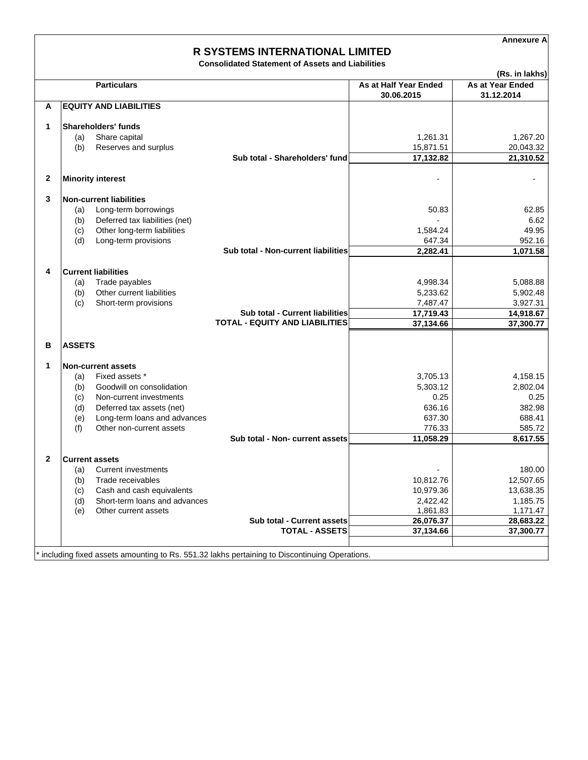Annexure A

# R SYSTEMS INTERNATIONAL LIMITED

**Consolidated Statement of Assets and Liabilities**

(Rs. in lakhs)

| | | Particulars | As at Half Year Ended 30.06.2015 | As at Year Ended 31.12.2014 |
|---|---|---|---|---|
| **A** | | **EQUITY AND LIABILITIES** | | |
| **1** | | **Shareholders' funds** | | |
| | (a) | Share capital | 1,261.31 | 1,267.20 |
| | (b) | Reserves and surplus | 15,871.51 | 20,043.32 |
| | | **Sub total - Shareholders' fund** | **17,132.82** | **21,310.52** |
| **2** | | **Minority interest** | - | - |
| **3** | | **Non-current liabilities** | | |
| | (a) | Long-term borrowings | 50.83 | 62.85 |
| | (b) | Deferred tax liabilities (net) | - | 6.62 |
| | (c) | Other long-term liabilities | 1,584.24 | 49.95 |
| | (d) | Long-term provisions | 647.34 | 952.16 |
| | | **Sub total - Non-current liabilities** | **2,282.41** | **1,071.58** |
| **4** | | **Current liabilities** | | |
| | (a) | Trade payables | 4,998.34 | 5,088.88 |
| | (b) | Other current liabilities | 5,233.62 | 5,902.48 |
| | (c) | Short-term provisions | 7,487.47 | 3,927.31 |
| | | **Sub total - Current liabilities** | **17,719.43** | **14,918.67** |
| | | **TOTAL - EQUITY AND LIABILITIES** | **37,134.66** | **37,300.77** |
| **B** | | **ASSETS** | | |
| **1** | | **Non-current assets** | | |
| | (a) | Fixed assets * | 3,705.13 | 4,158.15 |
| | (b) | Goodwill on consolidation | 5,303.12 | 2,802.04 |
| | (c) | Non-current investments | 0.25 | 0.25 |
| | (d) | Deferred tax assets (net) | 636.16 | 382.98 |
| | (e) | Long-term loans and advances | 637.30 | 688.41 |
| | (f) | Other non-current assets | 776.33 | 585.72 |
| | | **Sub total - Non- current assets** | **11,058.29** | **8,617.55** |
| **2** | | **Current assets** | | |
| | (a) | Current investments | - | 180.00 |
| | (b) | Trade receivables | 10,812.76 | 12,507.65 |
| | (c) | Cash and cash equivalents | 10,979.36 | 13,638.35 |
| | (d) | Short-term loans and advances | 2,422.42 | 1,185.75 |
| | (e) | Other current assets | 1,861.83 | 1,171.47 |
| | | **Sub total - Current assets** | **26,076.37** | **28,683.22** |
| | | **TOTAL - ASSETS** | **37,134.66** | **37,300.77** |

* including fixed assets amounting to Rs. 551.32 lakhs pertaining to Discontinuing Operations.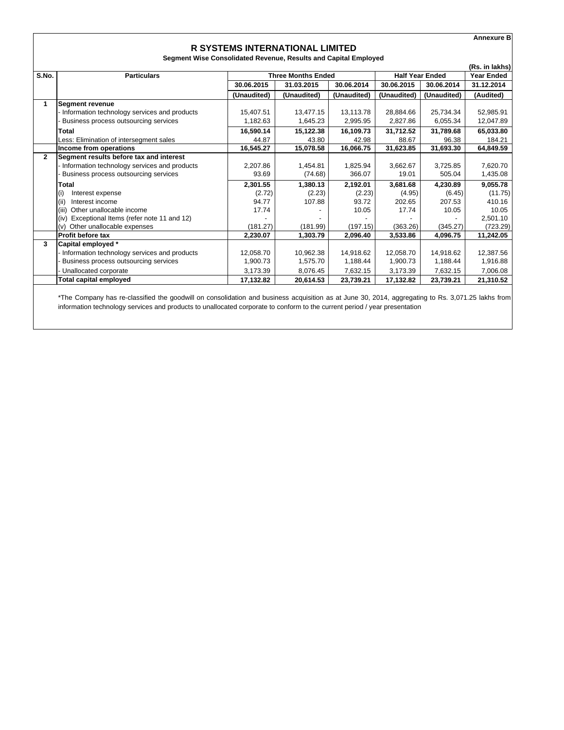Annexure B

# R SYSTEMS INTERNATIONAL LIMITED

**Segment Wise Consolidated Revenue, Results and Capital Employed**

(Rs. in lakhs)

| S.No. | Particulars | Three Months Ended | | | Half Year Ended | | Year Ended |
|---|---|---|---|---|---|---|---|
| | | 30.06.2015 | 31.03.2015 | 30.06.2014 | 30.06.2015 | 30.06.2014 | 31.12.2014 |
| | | (Unaudited) | (Unaudited) | (Unaudited) | (Unaudited) | (Unaudited) | (Audited) |
| 1 | **Segment revenue** | | | | | | |
| | - Information technology services and products | 15,407.51 | 13,477.15 | 13,113.78 | 28,884.66 | 25,734.34 | 52,985.91 |
| | - Business process outsourcing services | 1,182.63 | 1,645.23 | 2,995.95 | 2,827.86 | 6,055.34 | 12,047.89 |
| | **Total** | **16,590.14** | **15,122.38** | **16,109.73** | **31,712.52** | **31,789.68** | **65,033.80** |
| | Less: Elimination of intersegment sales | 44.87 | 43.80 | 42.98 | 88.67 | 96.38 | 184.21 |
| | **Income from operations** | **16,545.27** | **15,078.58** | **16,066.75** | **31,623.85** | **31,693.30** | **64,849.59** |
| 2 | **Segment results before tax and interest** | | | | | | |
| | - Information technology services and products | 2,207.86 | 1,454.81 | 1,825.94 | 3,662.67 | 3,725.85 | 7,620.70 |
| | - Business process outsourcing services | 93.69 | (74.68) | 366.07 | 19.01 | 505.04 | 1,435.08 |
| | **Total** | **2,301.55** | **1,380.13** | **2,192.01** | **3,681.68** | **4,230.89** | **9,055.78** |
| | (i) Interest expense | (2.72) | (2.23) | (2.23) | (4.95) | (6.45) | (11.75) |
| | (ii) Interest income | 94.77 | 107.88 | 93.72 | 202.65 | 207.53 | 410.16 |
| | (iii) Other unallocable income | 17.74 | - | 10.05 | 17.74 | 10.05 | 10.05 |
| | (iv) Exceptional Items (refer note 11 and 12) | - | - | - | - | - | 2,501.10 |
| | (v) Other unallocable expenses | (181.27) | (181.99) | (197.15) | (363.26) | (345.27) | (723.29) |
| | **Profit before tax** | **2,230.07** | **1,303.79** | **2,096.40** | **3,533.86** | **4,096.75** | **11,242.05** |
| 3 | **Capital employed *** | | | | | | |
| | - Information technology services and products | 12,058.70 | 10,962.38 | 14,918.62 | 12,058.70 | 14,918.62 | 12,387.56 |
| | - Business process outsourcing services | 1,900.73 | 1,575.70 | 1,188.44 | 1,900.73 | 1,188.44 | 1,916.88 |
| | - Unallocated corporate | 3,173.39 | 8,076.45 | 7,632.15 | 3,173.39 | 7,632.15 | 7,006.08 |
| | **Total capital employed** | **17,132.82** | **20,614.53** | **23,739.21** | **17,132.82** | **23,739.21** | **21,310.52** |

*The Company has re-classified the goodwill on consolidation and business acquisition as at June 30, 2014, aggregating to Rs. 3,071.25 lakhs from information technology services and products to unallocated corporate to conform to the current period / year presentation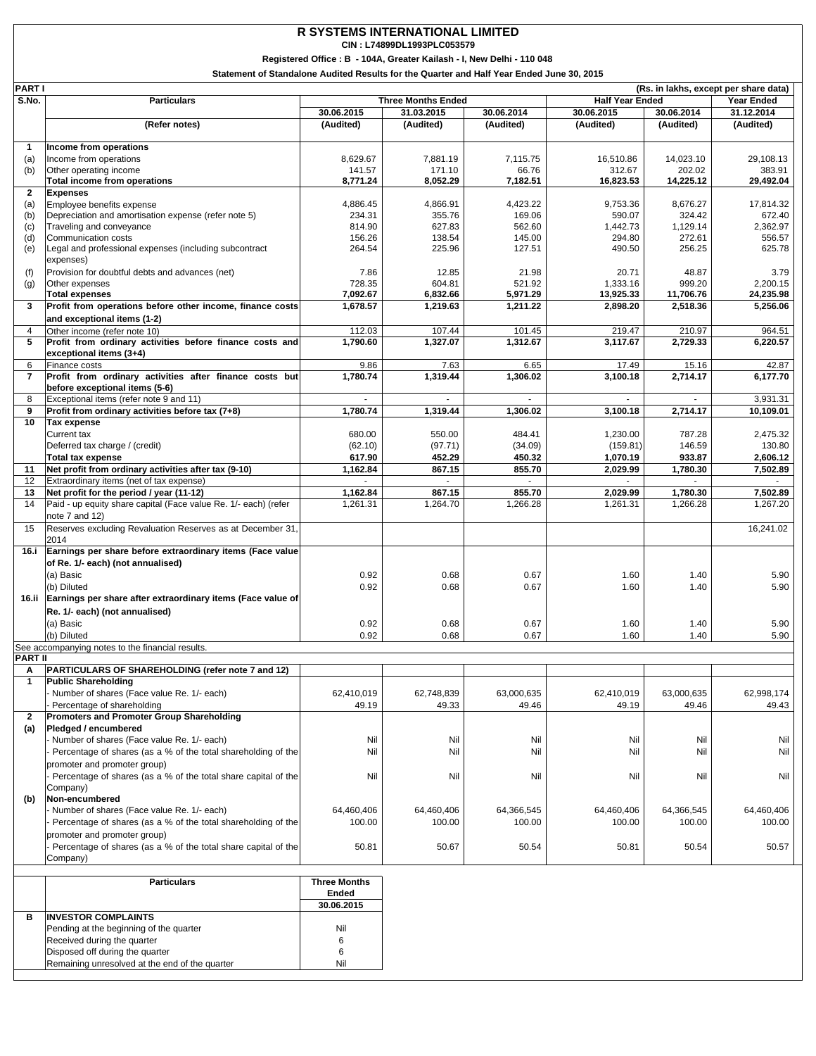# R SYSTEMS INTERNATIONAL LIMITED

**CIN : L74899DL1993PLC053579**

**Registered Office : B - 104A, Greater Kailash - I, New Delhi - 110 048**

**Statement of Standalone Audited Results for the Quarter and Half Year Ended June 30, 2015**

**PART I** (Rs. in lakhs, except per share data)

| S.No. | Particulars | Three Months Ended | | | Half Year Ended | | Year Ended |
|---|---|---|---|---|---|---|---|
| | | 30.06.2015 | 31.03.2015 | 30.06.2014 | 30.06.2015 | 30.06.2014 | 31.12.2014 |
| | (Refer notes) | (Audited) | (Audited) | (Audited) | (Audited) | (Audited) | (Audited) |
| **1** | **Income from operations** | | | | | | |
| (a) | Income from operations | 8,629.67 | 7,881.19 | 7,115.75 | 16,510.86 | 14,023.10 | 29,108.13 |
| (b) | Other operating income | 141.57 | 171.10 | 66.76 | 312.67 | 202.02 | 383.91 |
| | **Total income from operations** | **8,771.24** | **8,052.29** | **7,182.51** | **16,823.53** | **14,225.12** | **29,492.04** |
| **2** | **Expenses** | | | | | | |
| (a) | Employee benefits expense | 4,886.45 | 4,866.91 | 4,423.22 | 9,753.36 | 8,676.27 | 17,814.32 |
| (b) | Depreciation and amortisation expense (refer note 5) | 234.31 | 355.76 | 169.06 | 590.07 | 324.42 | 672.40 |
| (c) | Traveling and conveyance | 814.90 | 627.83 | 562.60 | 1,442.73 | 1,129.14 | 2,362.97 |
| (d) | Communication costs | 156.26 | 138.54 | 145.00 | 294.80 | 272.61 | 556.57 |
| (e) | Legal and professional expenses (including subcontract expenses) | 264.54 | 225.96 | 127.51 | 490.50 | 256.25 | 625.78 |
| (f) | Provision for doubtful debts and advances (net) | 7.86 | 12.85 | 21.98 | 20.71 | 48.87 | 3.79 |
| (g) | Other expenses | 728.35 | 604.81 | 521.92 | 1,333.16 | 999.20 | 2,200.15 |
| | **Total expenses** | **7,092.67** | **6,832.66** | **5,971.29** | **13,925.33** | **11,706.76** | **24,235.98** |
| **3** | **Profit from operations before other income, finance costs and exceptional items (1-2)** | **1,678.57** | **1,219.63** | **1,211.22** | **2,898.20** | **2,518.36** | **5,256.06** |
| 4 | Other income (refer note 10) | 112.03 | 107.44 | 101.45 | 219.47 | 210.97 | 964.51 |
| **5** | **Profit from ordinary activities before finance costs and exceptional items (3+4)** | **1,790.60** | **1,327.07** | **1,312.67** | **3,117.67** | **2,729.33** | **6,220.57** |
| 6 | Finance costs | 9.86 | 7.63 | 6.65 | 17.49 | 15.16 | 42.87 |
| **7** | **Profit from ordinary activities after finance costs but before exceptional items (5-6)** | **1,780.74** | **1,319.44** | **1,306.02** | **3,100.18** | **2,714.17** | **6,177.70** |
| 8 | Exceptional items (refer note 9 and 11) | - | - | - | - | - | 3,931.31 |
| **9** | **Profit from ordinary activities before tax (7+8)** | **1,780.74** | **1,319.44** | **1,306.02** | **3,100.18** | **2,714.17** | **10,109.01** |
| **10** | **Tax expense** | | | | | | |
| | Current tax | 680.00 | 550.00 | 484.41 | 1,230.00 | 787.28 | 2,475.32 |
| | Deferred tax charge / (credit) | (62.10) | (97.71) | (34.09) | (159.81) | 146.59 | 130.80 |
| | **Total tax expense** | **617.90** | **452.29** | **450.32** | **1,070.19** | **933.87** | **2,606.12** |
| **11** | **Net profit from ordinary activities after tax (9-10)** | **1,162.84** | **867.15** | **855.70** | **2,029.99** | **1,780.30** | **7,502.89** |
| 12 | Extraordinary items (net of tax expense) | - | - | - | - | - | - |
| **13** | **Net profit for the period / year (11-12)** | **1,162.84** | **867.15** | **855.70** | **2,029.99** | **1,780.30** | **7,502.89** |
| 14 | Paid - up equity share capital (Face value Re. 1/- each) (refer note 7 and 12) | 1,261.31 | 1,264.70 | 1,266.28 | 1,261.31 | 1,266.28 | 1,267.20 |
| 15 | Reserves excluding Revaluation Reserves as at December 31, 2014 | | | | | | 16,241.02 |
| **16.i** | **Earnings per share before extraordinary items (Face value of Re. 1/- each) (not annualised)** | | | | | | |
| | (a) Basic | 0.92 | 0.68 | 0.67 | 1.60 | 1.40 | 5.90 |
| | (b) Diluted | 0.92 | 0.68 | 0.67 | 1.60 | 1.40 | 5.90 |
| **16.ii** | **Earnings per share after extraordinary items (Face value of Re. 1/- each) (not annualised)** | | | | | | |
| | (a) Basic | 0.92 | 0.68 | 0.67 | 1.60 | 1.40 | 5.90 |
| | (b) Diluted | 0.92 | 0.68 | 0.67 | 1.60 | 1.40 | 5.90 |

See accompanying notes to the financial results.

**PART II**

| | | | | | | | |
|---|---|---|---|---|---|---|---|
| **A** | **PARTICULARS OF SHAREHOLDING (refer note 7 and 12)** | | | | | | |
| **1** | **Public Shareholding** | | | | | | |
| | - Number of shares (Face value Re. 1/- each) | 62,410,019 | 62,748,839 | 63,000,635 | 62,410,019 | 63,000,635 | 62,998,174 |
| | - Percentage of shareholding | 49.19 | 49.33 | 49.46 | 49.19 | 49.46 | 49.43 |
| **2** | **Promoters and Promoter Group Shareholding** | | | | | | |
| **(a)** | **Pledged / encumbered** | | | | | | |
| | - Number of shares (Face value Re. 1/- each) | Nil | Nil | Nil | Nil | Nil | Nil |
| | - Percentage of shares (as a % of the total shareholding of the promoter and promoter group) | Nil | Nil | Nil | Nil | Nil | Nil |
| | - Percentage of shares (as a % of the total share capital of the Company) | Nil | Nil | Nil | Nil | Nil | Nil |
| **(b)** | **Non-encumbered** | | | | | | |
| | - Number of shares (Face value Re. 1/- each) | 64,460,406 | 64,460,406 | 64,366,545 | 64,460,406 | 64,366,545 | 64,460,406 |
| | - Percentage of shares (as a % of the total shareholding of the promoter and promoter group) | 100.00 | 100.00 | 100.00 | 100.00 | 100.00 | 100.00 |
| | - Percentage of shares (as a % of the total share capital of the Company) | 50.81 | 50.67 | 50.54 | 50.81 | 50.54 | 50.57 |

| | Particulars | Three Months Ended 30.06.2015 |
|---|---|---|
| **B** | **INVESTOR COMPLAINTS** | |
| | Pending at the beginning of the quarter | Nil |
| | Received during the quarter | 6 |
| | Disposed off during the quarter | 6 |
| | Remaining unresolved at the end of the quarter | Nil |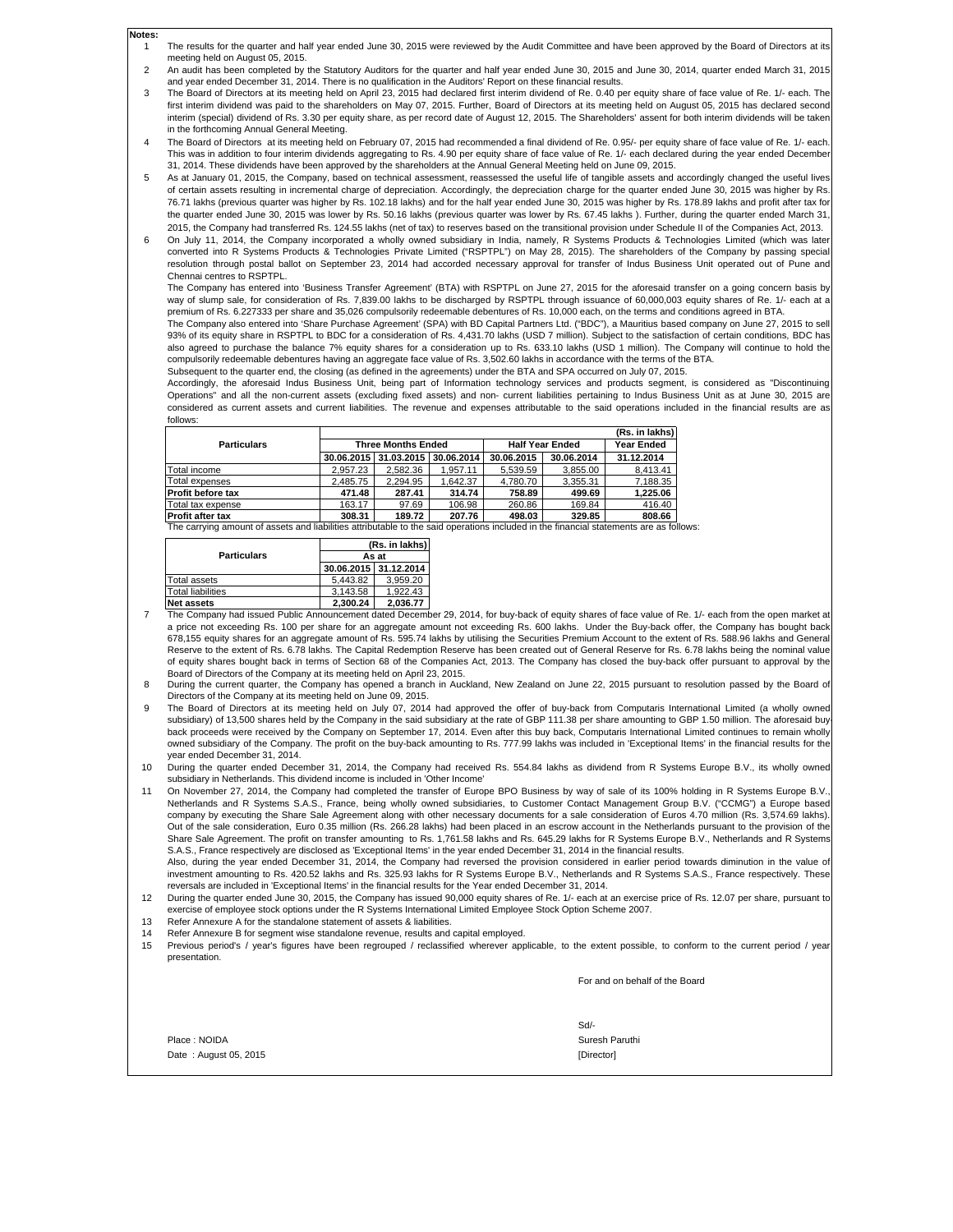**Notes:**

1. The results for the quarter and half year ended June 30, 2015 were reviewed by the Audit Committee and have been approved by the Board of Directors at its meeting held on August 05, 2015.
2. An audit has been completed by the Statutory Auditors for the quarter and half year ended June 30, 2015 and June 30, 2014, quarter ended March 31, 2015 and year ended December 31, 2014. There is no qualification in the Auditors' Report on these financial results.
3. The Board of Directors at its meeting held on April 23, 2015 had declared first interim dividend of Re. 0.40 per equity share of face value of Re. 1/- each. The first interim dividend was paid to the shareholders on May 07, 2015. Further, Board of Directors at its meeting held on August 05, 2015 has declared second interim (special) dividend of Rs. 3.30 per equity share, as per record date of August 12, 2015. The Shareholders' assent for both interim dividends will be taken in the forthcoming Annual General Meeting.
4. The Board of Directors at its meeting held on February 07, 2015 has recommended a final dividend of Re. 0.95/- per equity share of face value of Re. 1/- each. This was in addition to four interim dividends aggregating to Rs. 4.90 per equity share of face value of Re. 1/- each declared during the year ended December 31, 2014. These dividends have been approved by the shareholders at the Annual General Meeting held on June 09, 2015.
5. As at January 01, 2015, the Company, based on technical assessment, reassessed the useful life of tangible assets and accordingly changed the useful lives of certain assets resulting in incremental charge of depreciation. Accordingly, the depreciation charge for the quarter ended June 30, 2015 was higher by Rs. 76.71 lakhs (previous quarter was higher by Rs. 102.18 lakhs) and for the half year ended June 30, 2015 was higher by Rs. 178.89 lakhs and profit after tax for the quarter ended June 30, 2015 was lower by Rs. 50.16 lakhs (previous quarter was lower by Rs. 67.45 lakhs ). Further, during the quarter ended March 31, 2015, the Company had transferred Rs. 124.55 lakhs (net of tax) to reserves based on the transitional provision under Schedule II of the Companies Act, 2013.
6. On July 11, 2014, the Company incorporated a wholly owned subsidiary in India, namely, R Systems Products & Technologies Limited (which was later converted into R Systems Products & Technologies Private Limited ("RSPTPL") on May 28, 2015). The shareholders of the Company by passing special resolution through postal ballot on September 23, 2014 had accorded necessary approval for transfer of Indus Business Unit operated out of Pune and Chennai centres to RSPTPL.

   The Company has entered into 'Business Transfer Agreement' (BTA) with RSPTPL on June 27, 2015 for the aforesaid transfer on a going concern basis by way of slump sale, for consideration of Rs. 7,839.00 lakhs to be discharged by RSPTPL through issuance of 60,000,003 equity shares of Re. 1/- each at a premium of Rs. 6.227333 per share and 35,026 compulsorily redeemable debentures of Rs. 10,000 each, on the terms and conditions agreed in BTA.

   The Company also entered into 'Share Purchase Agreement' (SPA) with BD Capital Partners Ltd. ("BDC"), a Mauritius based company on June 27, 2015 to sell 93% of its equity share in RSPTPL to BDC for a consideration of Rs. 4,431.70 lakhs (USD 7 million). Subject to the satisfaction of certain conditions, BDC has also agreed to purchase the balance 7% equity shares for a consideration up to Rs. 633.10 lakhs (USD 1 million). The Company will continue to hold the compulsorily redeemable debentures having an aggregate face value of Rs. 3,502.60 lakhs in accordance with the terms of the BTA.

   Subsequent to the quarter end, the closing (as defined in the agreements) under the BTA and SPA occurred on July 07, 2015.

   Accordingly, the aforesaid Indus Business Unit, being part of Information technology services and products segment, is considered as "Discontinuing Operations" and all the non-current assets (excluding fixed assets) and non- current liabilities pertaining to Indus Business Unit as at June 30, 2015 are considered as current assets and current liabilities. The revenue and expenses attributable to the said operations included in the financial results are as follows:

| Particulars | | | | | | (Rs. in lakhs) |
|---|---|---|---|---|---|---|
| | Three Months Ended | | | Half Year Ended | | Year Ended |
| | 30.06.2015 | 31.03.2015 | 30.06.2014 | 30.06.2015 | 30.06.2014 | 31.12.2014 |
| Total income | 2,957.23 | 2,582.36 | 1,957.11 | 5,539.59 | 3,855.00 | 8,413.41 |
| Total expenses | 2,485.75 | 2,294.95 | 1,642.37 | 4,780.70 | 3,355.31 | 7,188.35 |
| **Profit before tax** | **471.48** | **287.41** | **314.74** | **758.89** | **499.69** | **1,225.06** |
| Total tax expense | 163.17 | 97.69 | 106.98 | 260.86 | 169.84 | 416.40 |
| **Profit after tax** | **308.31** | **189.72** | **207.76** | **498.03** | **329.85** | **808.66** |

   The carrying amount of assets and liabilities attributable to the said operations included in the financial statements are as follows:

| Particulars | | (Rs. in lakhs) |
|---|---|---|
| | As at | |
| | 30.06.2015 | 31.12.2014 |
| Total assets | 5,443.82 | 3,959.20 |
| Total liabilities | 3,143.58 | 1,922.43 |
| **Net assets** | **2,300.24** | **2,036.77** |

7. The Company had issued Public Announcement dated December 29, 2014, for buy-back of equity shares of face value of Re. 1/- each from the open market at a price not exceeding Rs. 100 per share for an aggregate amount not exceeding Rs. 600 lakhs. Under the Buy-back offer, the Company has bought back 678,155 equity shares for an aggregate amount of Rs. 595.74 lakhs by utilising the Securities Premium Account to the extent of Rs. 588.96 lakhs and General Reserve to the extent of Rs. 6.78 lakhs. The Capital Redemption Reserve has been created out of General Reserve for Rs. 6.78 lakhs being the nominal value of equity shares bought back in terms of Section 68 of the Companies Act, 2013. The Company has closed the buy-back offer pursuant to approval by the Board of Directors of the Company at its meeting held on April 23, 2015.
8. During the current quarter, the Company has opened a branch in Auckland, New Zealand on June 22, 2015 pursuant to resolution passed by the Board of Directors of the Company at its meeting held on June 09, 2015.
9. The Board of Directors at its meeting held on July 07, 2014 had approved the offer of buy-back from Computaris International Limited (a wholly owned subsidiary) of 13,500 shares held by the Company in the said subsidiary at the rate of GBP 111.38 per share amounting to GBP 1.50 million. The aforesaid buy-back proceeds were received by the Company on September 17, 2014. Even after this buy back, Computaris International Limited continues to remain wholly owned subsidiary of the Company. The profit on the buy-back amounting to Rs. 777.99 lakhs was included in 'Exceptional Items' in the financial results for the year ended December 31, 2014.
10. During the quarter ended December 31, 2014, the Company had received Rs. 554.84 lakhs as dividend from R Systems Europe B.V., its wholly owned subsidiary in Netherlands. This dividend income is included in 'Other Income'
11. On November 27, 2014, the Company had completed the transfer of Europe BPO Business by way of sale of its 100% holding in R Systems Europe B.V., Netherlands and R Systems S.A.S., France, being wholly owned subsidiaries, to Customer Contact Management Group B.V. ("CCMG") a Europe based company by executing the Share Sale Agreement along with other necessary documents for a sale consideration of Euros 4.70 million (Rs. 3,574.69 lakhs). Out of the sale consideration, Euro 0.35 million (Rs. 266.28 lakhs) had been placed in an escrow account in the Netherlands pursuant to the provision of the Share Sale Agreement. The profit on transfer amounting to Rs. 1,761.58 lakhs and Rs. 645.29 lakhs for R Systems Europe B.V., Netherlands and R Systems S.A.S., France respectively are disclosed as 'Exceptional Items' in the year ended December 31, 2014 in the financial results.

    Also, during the year ended December 31, 2014, the Company had reversed the provision considered in earlier period towards diminution in the value of investment amounting to Rs. 420.52 lakhs and Rs. 325.93 lakhs for R Systems Europe B.V., Netherlands and R Systems S.A.S., France respectively. These reversals are included in 'Exceptional Items' in the financial results for the Year ended December 31, 2014.
12. During the quarter ended June 30, 2015, the Company has issued 90,000 equity shares of Re. 1/- each at an exercise price of Rs. 12.07 per share, pursuant to exercise of employee stock options under the R Systems International Limited Employee Stock Option Scheme 2007.
13. Refer Annexure A for the standalone statement of assets & liabilities.
14. Refer Annexure B for segment wise standalone revenue, results and capital employed.
15. Previous period's / year's figures have been regrouped / reclassified wherever applicable, to the extent possible, to conform to the current period / year presentation.

For and on behalf of the Board

Sd/-

Suresh Paruthi

[Director]

Place : NOIDA

Date : August 05, 2015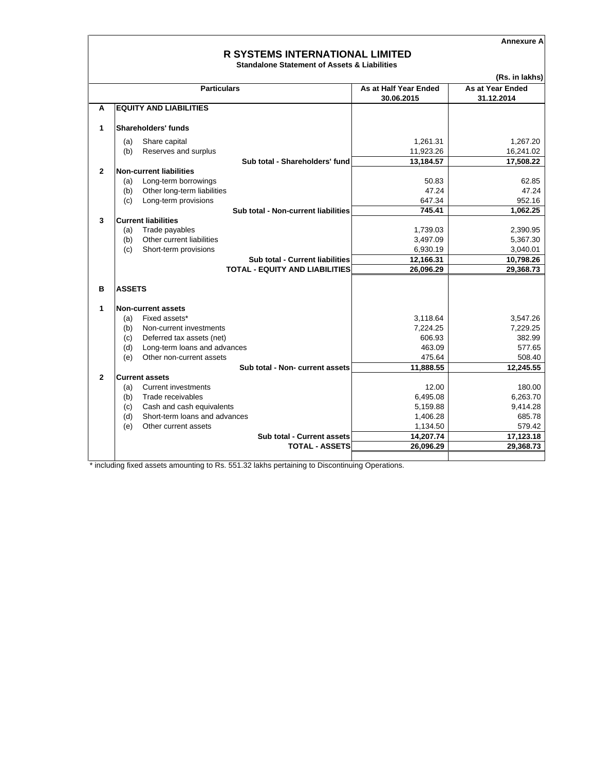Annexure A

# R SYSTEMS INTERNATIONAL LIMITED

**Standalone Statement of Assets & Liabilities**

(Rs. in lakhs)

| | | Particulars | As at Half Year Ended 30.06.2015 | As at Year Ended 31.12.2014 |
|---|---|---|---|---|
| **A** | | **EQUITY AND LIABILITIES** | | |
| **1** | | **Shareholders' funds** | | |
| | (a) | Share capital | 1,261.31 | 1,267.20 |
| | (b) | Reserves and surplus | 11,923.26 | 16,241.02 |
| | | **Sub total - Shareholders' fund** | **13,184.57** | **17,508.22** |
| **2** | | **Non-current liabilities** | | |
| | (a) | Long-term borrowings | 50.83 | 62.85 |
| | (b) | Other long-term liabilities | 47.24 | 47.24 |
| | (c) | Long-term provisions | 647.34 | 952.16 |
| | | **Sub total - Non-current liabilities** | **745.41** | **1,062.25** |
| **3** | | **Current liabilities** | | |
| | (a) | Trade payables | 1,739.03 | 2,390.95 |
| | (b) | Other current liabilities | 3,497.09 | 5,367.30 |
| | (c) | Short-term provisions | 6,930.19 | 3,040.01 |
| | | **Sub total - Current liabilities** | **12,166.31** | **10,798.26** |
| | | **TOTAL - EQUITY AND LIABILITIES** | **26,096.29** | **29,368.73** |
| **B** | | **ASSETS** | | |
| **1** | | **Non-current assets** | | |
| | (a) | Fixed assets* | 3,118.64 | 3,547.26 |
| | (b) | Non-current investments | 7,224.25 | 7,229.25 |
| | (c) | Deferred tax assets (net) | 606.93 | 382.99 |
| | (d) | Long-term loans and advances | 463.09 | 577.65 |
| | (e) | Other non-current assets | 475.64 | 508.40 |
| | | **Sub total - Non- current assets** | **11,888.55** | **12,245.55** |
| **2** | | **Current assets** | | |
| | (a) | Current investments | 12.00 | 180.00 |
| | (b) | Trade receivables | 6,495.08 | 6,263.70 |
| | (c) | Cash and cash equivalents | 5,159.88 | 9,414.28 |
| | (d) | Short-term loans and advances | 1,406.28 | 685.78 |
| | (e) | Other current assets | 1,134.50 | 579.42 |
| | | **Sub total - Current assets** | **14,207.74** | **17,123.18** |
| | | **TOTAL - ASSETS** | **26,096.29** | **29,368.73** |

* including fixed assets amounting to Rs. 551.32 lakhs pertaining to Discontinuing Operations.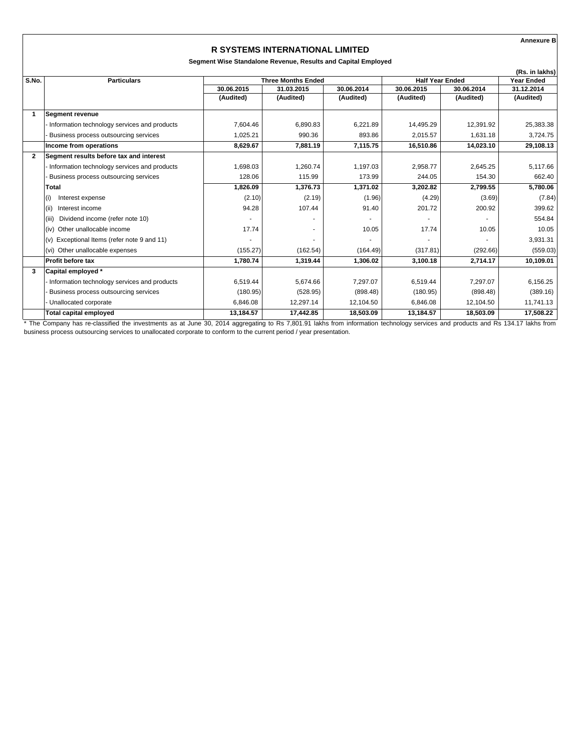Annexure B

# R SYSTEMS INTERNATIONAL LIMITED

**Segment Wise Standalone Revenue, Results and Capital Employed**

(Rs. in lakhs)

| S.No. | Particulars | Three Months Ended | | | Half Year Ended | | Year Ended |
|---|---|---|---|---|---|---|---|
| | | 30.06.2015 | 31.03.2015 | 30.06.2014 | 30.06.2015 | 30.06.2014 | 31.12.2014 |
| | | (Audited) | (Audited) | (Audited) | (Audited) | (Audited) | (Audited) |
| 1 | **Segment revenue** | | | | | | |
| | - Information technology services and products | 7,604.46 | 6,890.83 | 6,221.89 | 14,495.29 | 12,391.92 | 25,383.38 |
| | - Business process outsourcing services | 1,025.21 | 990.36 | 893.86 | 2,015.57 | 1,631.18 | 3,724.75 |
| | **Income from operations** | **8,629.67** | **7,881.19** | **7,115.75** | **16,510.86** | **14,023.10** | **29,108.13** |
| 2 | **Segment results before tax and interest** | | | | | | |
| | - Information technology services and products | 1,698.03 | 1,260.74 | 1,197.03 | 2,958.77 | 2,645.25 | 5,117.66 |
| | - Business process outsourcing services | 128.06 | 115.99 | 173.99 | 244.05 | 154.30 | 662.40 |
| | **Total** | **1,826.09** | **1,376.73** | **1,371.02** | **3,202.82** | **2,799.55** | **5,780.06** |
| | (i) Interest expense | (2.10) | (2.19) | (1.96) | (4.29) | (3.69) | (7.84) |
| | (ii) Interest income | 94.28 | 107.44 | 91.40 | 201.72 | 200.92 | 399.62 |
| | (iii) Dividend income (refer note 10) | - | - | - | - | - | 554.84 |
| | (iv) Other unallocable income | 17.74 | - | 10.05 | 17.74 | 10.05 | 10.05 |
| | (v) Exceptional Items (refer note 9 and 11) | - | - | - | - | - | 3,931.31 |
| | (vi) Other unallocable expenses | (155.27) | (162.54) | (164.49) | (317.81) | (292.66) | (559.03) |
| | **Profit before tax** | **1,780.74** | **1,319.44** | **1,306.02** | **3,100.18** | **2,714.17** | **10,109.01** |
| 3 | **Capital employed *** | | | | | | |
| | - Information technology services and products | 6,519.44 | 5,674.66 | 7,297.07 | 6,519.44 | 7,297.07 | 6,156.25 |
| | - Business process outsourcing services | (180.95) | (528.95) | (898.48) | (180.95) | (898.48) | (389.16) |
| | - Unallocated corporate | 6,846.08 | 12,297.14 | 12,104.50 | 6,846.08 | 12,104.50 | 11,741.13 |
| | **Total capital employed** | **13,184.57** | **17,442.85** | **18,503.09** | **13,184.57** | **18,503.09** | **17,508.22** |

* The Company has re-classified the investments as at June 30, 2014 aggregating to Rs 7,801.91 lakhs from information technology services and products and Rs 134.17 lakhs from business process outsourcing services to unallocated corporate to conform to the current period / year presentation.